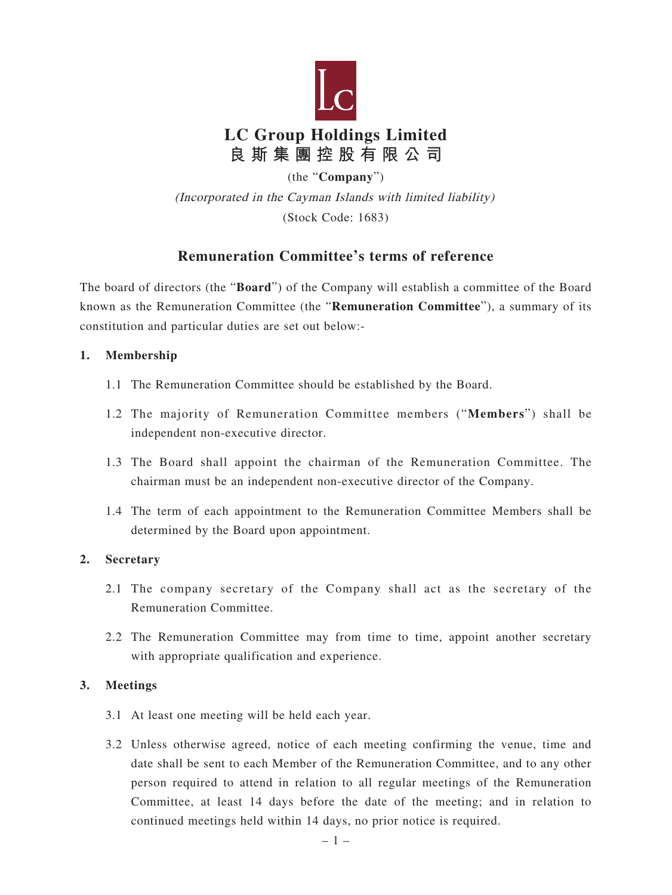# LC Group Holdings Limited
# 良斯集團控股有限公司

(the "**Company**")

*(Incorporated in the Cayman Islands with limited liability)*

(Stock Code: 1683)

## Remuneration Committee's terms of reference

The board of directors (the "**Board**") of the Company will establish a committee of the Board known as the Remuneration Committee (the "**Remuneration Committee**"), a summary of its constitution and particular duties are set out below:-

### 1. Membership

1.1 The Remuneration Committee should be established by the Board.

1.2 The majority of Remuneration Committee members ("**Members**") shall be independent non-executive director.

1.3 The Board shall appoint the chairman of the Remuneration Committee. The chairman must be an independent non-executive director of the Company.

1.4 The term of each appointment to the Remuneration Committee Members shall be determined by the Board upon appointment.

### 2. Secretary

2.1 The company secretary of the Company shall act as the secretary of the Remuneration Committee.

2.2 The Remuneration Committee may from time to time, appoint another secretary with appropriate qualification and experience.

### 3. Meetings

3.1 At least one meeting will be held each year.

3.2 Unless otherwise agreed, notice of each meeting confirming the venue, time and date shall be sent to each Member of the Remuneration Committee, and to any other person required to attend in relation to all regular meetings of the Remuneration Committee, at least 14 days before the date of the meeting; and in relation to continued meetings held within 14 days, no prior notice is required.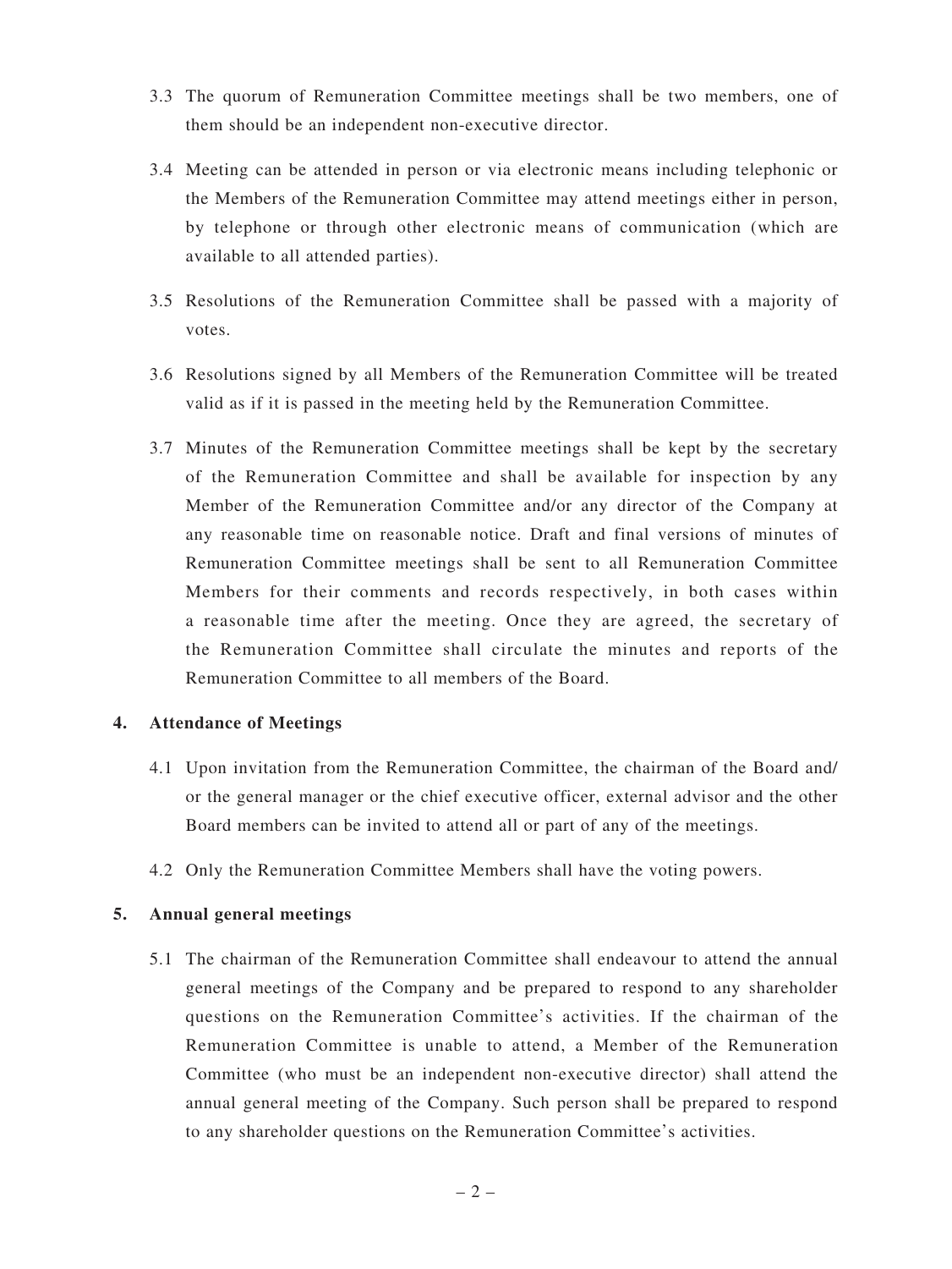3.3 The quorum of Remuneration Committee meetings shall be two members, one of them should be an independent non-executive director.

3.4 Meeting can be attended in person or via electronic means including telephonic or the Members of the Remuneration Committee may attend meetings either in person, by telephone or through other electronic means of communication (which are available to all attended parties).

3.5 Resolutions of the Remuneration Committee shall be passed with a majority of votes.

3.6 Resolutions signed by all Members of the Remuneration Committee will be treated valid as if it is passed in the meeting held by the Remuneration Committee.

3.7 Minutes of the Remuneration Committee meetings shall be kept by the secretary of the Remuneration Committee and shall be available for inspection by any Member of the Remuneration Committee and/or any director of the Company at any reasonable time on reasonable notice. Draft and final versions of minutes of Remuneration Committee meetings shall be sent to all Remuneration Committee Members for their comments and records respectively, in both cases within a reasonable time after the meeting. Once they are agreed, the secretary of the Remuneration Committee shall circulate the minutes and reports of the Remuneration Committee to all members of the Board.

## 4. Attendance of Meetings

4.1 Upon invitation from the Remuneration Committee, the chairman of the Board and/or the general manager or the chief executive officer, external advisor and the other Board members can be invited to attend all or part of any of the meetings.

4.2 Only the Remuneration Committee Members shall have the voting powers.

## 5. Annual general meetings

5.1 The chairman of the Remuneration Committee shall endeavour to attend the annual general meetings of the Company and be prepared to respond to any shareholder questions on the Remuneration Committee's activities. If the chairman of the Remuneration Committee is unable to attend, a Member of the Remuneration Committee (who must be an independent non-executive director) shall attend the annual general meeting of the Company. Such person shall be prepared to respond to any shareholder questions on the Remuneration Committee's activities.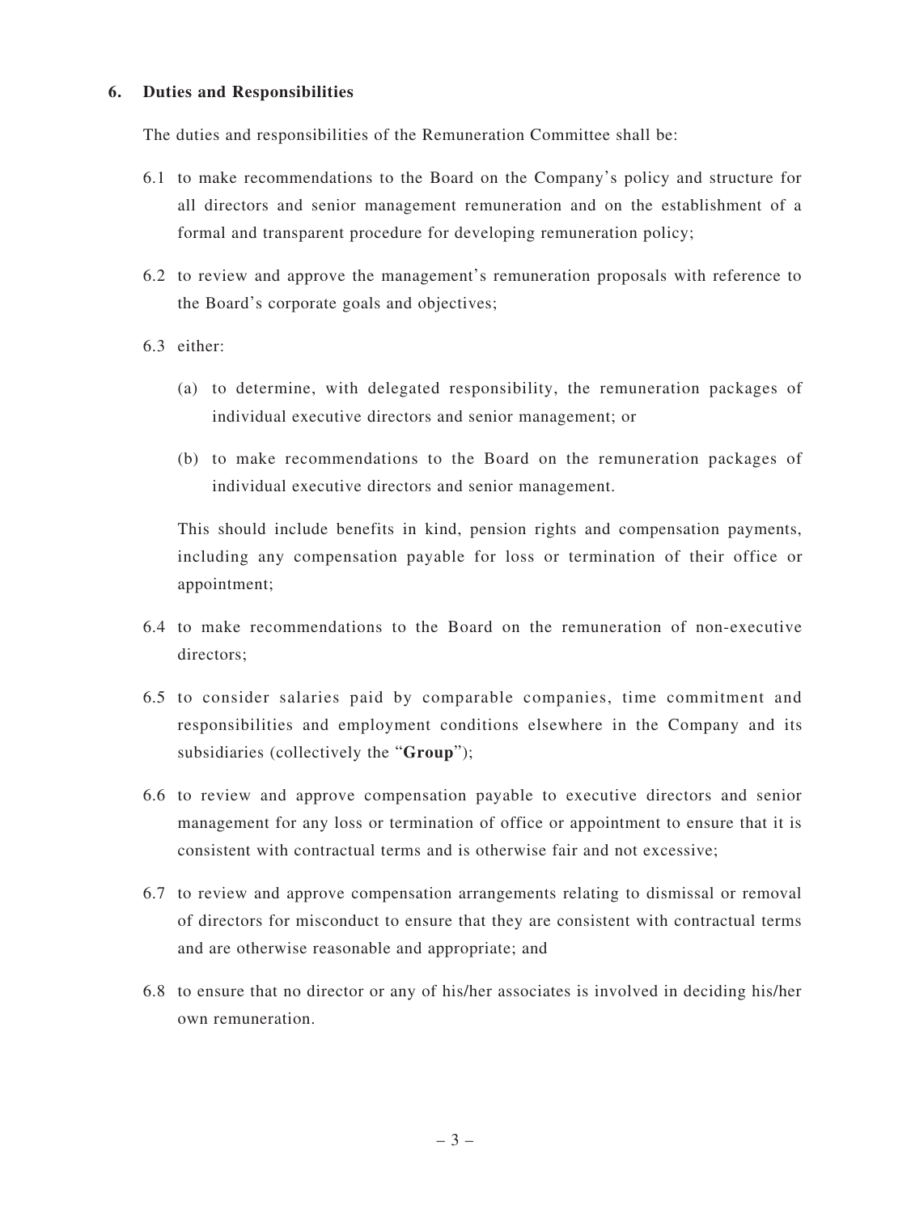## 6. Duties and Responsibilities

The duties and responsibilities of the Remuneration Committee shall be:

6.1 to make recommendations to the Board on the Company's policy and structure for all directors and senior management remuneration and on the establishment of a formal and transparent procedure for developing remuneration policy;

6.2 to review and approve the management's remuneration proposals with reference to the Board's corporate goals and objectives;

6.3 either:

(a) to determine, with delegated responsibility, the remuneration packages of individual executive directors and senior management; or

(b) to make recommendations to the Board on the remuneration packages of individual executive directors and senior management.

This should include benefits in kind, pension rights and compensation payments, including any compensation payable for loss or termination of their office or appointment;

6.4 to make recommendations to the Board on the remuneration of non-executive directors;

6.5 to consider salaries paid by comparable companies, time commitment and responsibilities and employment conditions elsewhere in the Company and its subsidiaries (collectively the "**Group**");

6.6 to review and approve compensation payable to executive directors and senior management for any loss or termination of office or appointment to ensure that it is consistent with contractual terms and is otherwise fair and not excessive;

6.7 to review and approve compensation arrangements relating to dismissal or removal of directors for misconduct to ensure that they are consistent with contractual terms and are otherwise reasonable and appropriate; and

6.8 to ensure that no director or any of his/her associates is involved in deciding his/her own remuneration.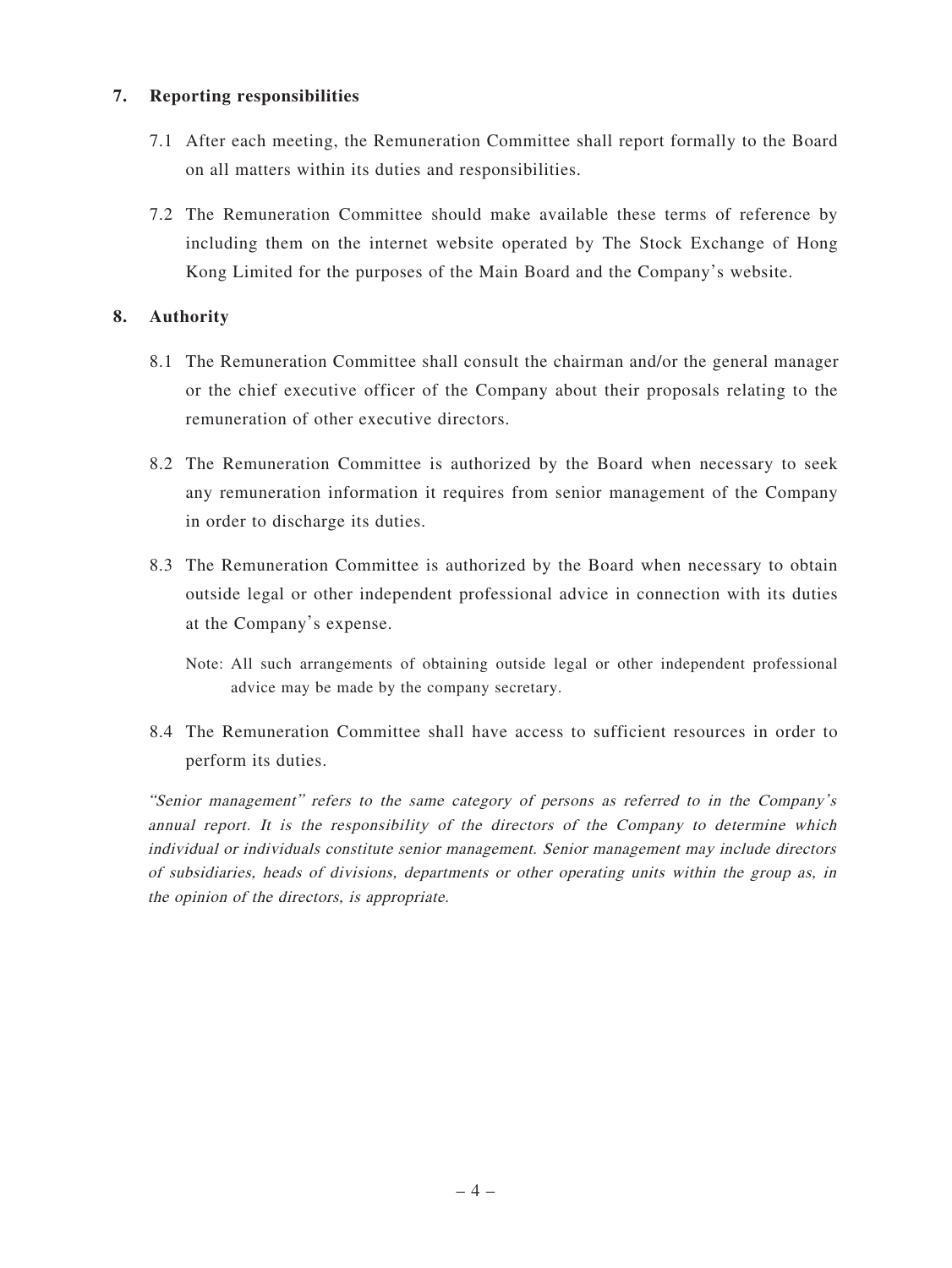## 7. Reporting responsibilities

7.1 After each meeting, the Remuneration Committee shall report formally to the Board on all matters within its duties and responsibilities.

7.2 The Remuneration Committee should make available these terms of reference by including them on the internet website operated by The Stock Exchange of Hong Kong Limited for the purposes of the Main Board and the Company's website.

## 8. Authority

8.1 The Remuneration Committee shall consult the chairman and/or the general manager or the chief executive officer of the Company about their proposals relating to the remuneration of other executive directors.

8.2 The Remuneration Committee is authorized by the Board when necessary to seek any remuneration information it requires from senior management of the Company in order to discharge its duties.

8.3 The Remuneration Committee is authorized by the Board when necessary to obtain outside legal or other independent professional advice in connection with its duties at the Company's expense.

Note: All such arrangements of obtaining outside legal or other independent professional advice may be made by the company secretary.

8.4 The Remuneration Committee shall have access to sufficient resources in order to perform its duties.

*"Senior management" refers to the same category of persons as referred to in the Company's annual report. It is the responsibility of the directors of the Company to determine which individual or individuals constitute senior management. Senior management may include directors of subsidiaries, heads of divisions, departments or other operating units within the group as, in the opinion of the directors, is appropriate.*